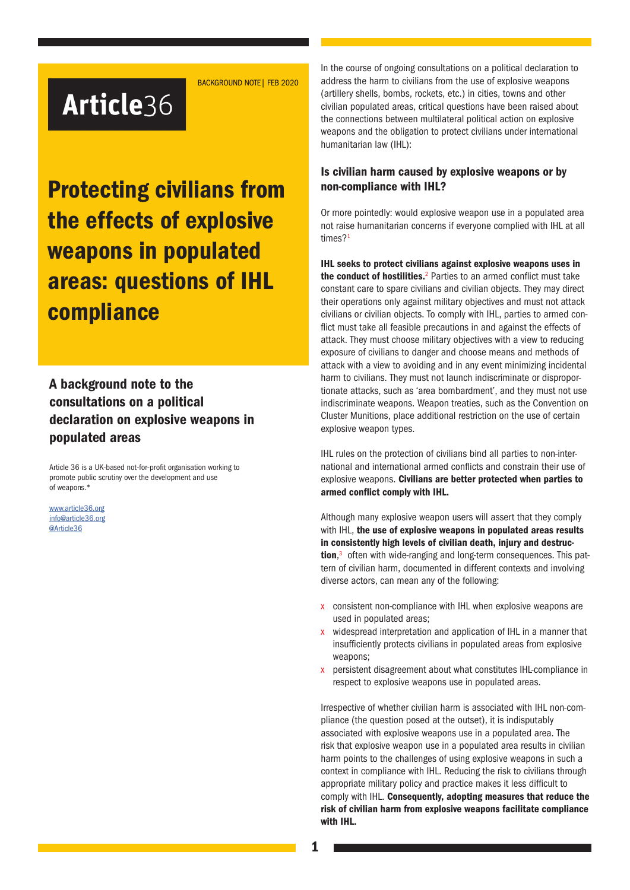Article36

BACKGROUND NOTE | FEB 2020

# Protecting civilians from the effects of explosive weapons in populated areas: questions of IHL compliance

## A background note to the consultations on a political declaration on explosive weapons in populated areas

Article 36 is a UK-based not-for-profit organisation working to promote public scrutiny over the development and use of weapons.*

www.article36.org
info@article36.org
@Article36

In the course of ongoing consultations on a political declaration to address the harm to civilians from the use of explosive weapons (artillery shells, bombs, rockets, etc.) in cities, towns and other civilian populated areas, critical questions have been raised about the connections between multilateral political action on explosive weapons and the obligation to protect civilians under international humanitarian law (IHL):

### Is civilian harm caused by explosive weapons or by non-compliance with IHL?

Or more pointedly: would explosive weapon use in a populated area not raise humanitarian concerns if everyone complied with IHL at all times?[1]

**IHL seeks to protect civilians against explosive weapons uses in the conduct of hostilities.**[2] Parties to an armed conflict must take constant care to spare civilians and civilian objects. They may direct their operations only against military objectives and must not attack civilians or civilian objects. To comply with IHL, parties to armed conflict must take all feasible precautions in and against the effects of attack. They must choose military objectives with a view to reducing exposure of civilians to danger and choose means and methods of attack with a view to avoiding and in any event minimizing incidental harm to civilians. They must not launch indiscriminate or disproportionate attacks, such as 'area bombardment', and they must not use indiscriminate weapons. Weapon treaties, such as the Convention on Cluster Munitions, place additional restriction on the use of certain explosive weapon types.

IHL rules on the protection of civilians bind all parties to non-international and international armed conflicts and constrain their use of explosive weapons. **Civilians are better protected when parties to armed conflict comply with IHL.**

Although many explosive weapon users will assert that they comply with IHL, **the use of explosive weapons in populated areas results in consistently high levels of civilian death, injury and destruction**,[3] often with wide-ranging and long-term consequences. This pattern of civilian harm, documented in different contexts and involving diverse actors, can mean any of the following:

- consistent non-compliance with IHL when explosive weapons are used in populated areas;
- widespread interpretation and application of IHL in a manner that insufficiently protects civilians in populated areas from explosive weapons;
- persistent disagreement about what constitutes IHL-compliance in respect to explosive weapons use in populated areas.

Irrespective of whether civilian harm is associated with IHL non-compliance (the question posed at the outset), it is indisputably associated with explosive weapons use in a populated area. The risk that explosive weapon use in a populated area results in civilian harm points to the challenges of using explosive weapons in such a context in compliance with IHL. Reducing the risk to civilians through appropriate military policy and practice makes it less difficult to comply with IHL. **Consequently, adopting measures that reduce the risk of civilian harm from explosive weapons facilitate compliance with IHL.**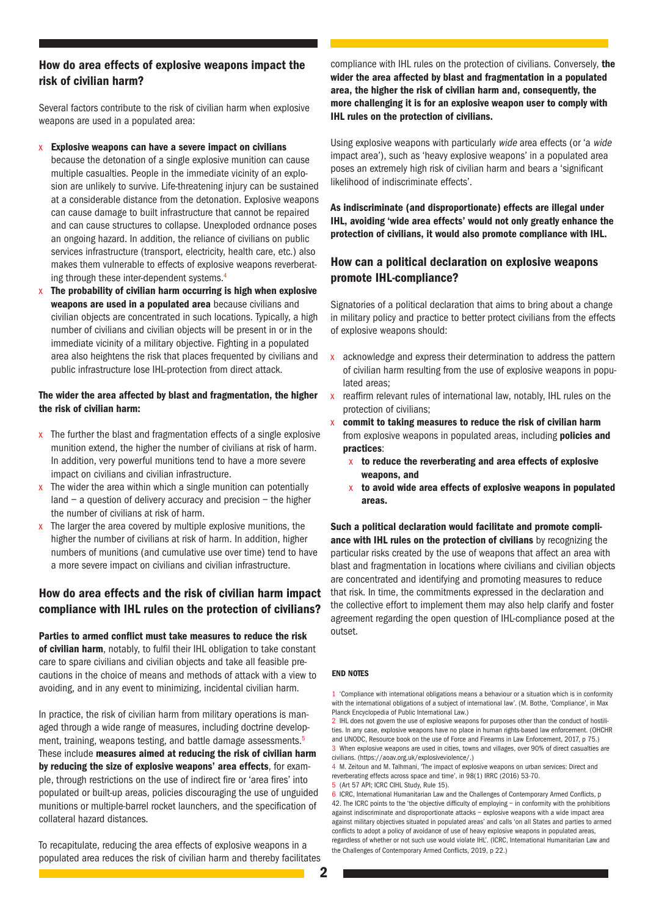## How do area effects of explosive weapons impact the risk of civilian harm?

Several factors contribute to the risk of civilian harm when explosive weapons are used in a populated area:

- **Explosive weapons can have a severe impact on civilians** because the detonation of a single explosive munition can cause multiple casualties. People in the immediate vicinity of an explosion are unlikely to survive. Life-threatening injury can be sustained at a considerable distance from the detonation. Explosive weapons can cause damage to built infrastructure that cannot be repaired and can cause structures to collapse. Unexploded ordnance poses an ongoing hazard. In addition, the reliance of civilians on public services infrastructure (transport, electricity, health care, etc.) also makes them vulnerable to effects of explosive weapons reverberating through these inter-dependent systems.[4]
- **The probability of civilian harm occurring is high when explosive weapons are used in a populated area** because civilians and civilian objects are concentrated in such locations. Typically, a high number of civilians and civilian objects will be present in or in the immediate vicinity of a military objective. Fighting in a populated area also heightens the risk that places frequented by civilians and public infrastructure lose IHL-protection from direct attack.

**The wider the area affected by blast and fragmentation, the higher the risk of civilian harm:**

- The further the blast and fragmentation effects of a single explosive munition extend, the higher the number of civilians at risk of harm. In addition, very powerful munitions tend to have a more severe impact on civilians and civilian infrastructure.
- The wider the area within which a single munition can potentially land – a question of delivery accuracy and precision – the higher the number of civilians at risk of harm.
- The larger the area covered by multiple explosive munitions, the higher the number of civilians at risk of harm. In addition, higher numbers of munitions (and cumulative use over time) tend to have a more severe impact on civilians and civilian infrastructure.

## How do area effects and the risk of civilian harm impact compliance with IHL rules on the protection of civilians?

**Parties to armed conflict must take measures to reduce the risk of civilian harm**, notably, to fulfil their IHL obligation to take constant care to spare civilians and civilian objects and take all feasible precautions in the choice of means and methods of attack with a view to avoiding, and in any event to minimizing, incidental civilian harm.

In practice, the risk of civilian harm from military operations is managed through a wide range of measures, including doctrine development, training, weapons testing, and battle damage assessments.[5] These include **measures aimed at reducing the risk of civilian harm by reducing the size of explosive weapons' area effects**, for example, through restrictions on the use of indirect fire or 'area fires' into populated or built-up areas, policies discouraging the use of unguided munitions or multiple-barrel rocket launchers, and the specification of collateral hazard distances.

To recapitulate, reducing the area effects of explosive weapons in a populated area reduces the risk of civilian harm and thereby facilitates compliance with IHL rules on the protection of civilians. Conversely, **the wider the area affected by blast and fragmentation in a populated area, the higher the risk of civilian harm and, consequently, the more challenging it is for an explosive weapon user to comply with IHL rules on the protection of civilians.**

Using explosive weapons with particularly *wide* area effects (or 'a *wide* impact area'), such as 'heavy explosive weapons' in a populated area poses an extremely high risk of civilian harm and bears a 'significant likelihood of indiscriminate effects'.

**As indiscriminate (and disproportionate) effects are illegal under IHL, avoiding 'wide area effects' would not only greatly enhance the protection of civilians, it would also promote compliance with IHL.**

## How can a political declaration on explosive weapons promote IHL-compliance?

Signatories of a political declaration that aims to bring about a change in military policy and practice to better protect civilians from the effects of explosive weapons should:

- acknowledge and express their determination to address the pattern of civilian harm resulting from the use of explosive weapons in populated areas;
- reaffirm relevant rules of international law, notably, IHL rules on the protection of civilians;
- **commit to taking measures to reduce the risk of civilian harm** from explosive weapons in populated areas, including **policies and practices**:
  - **to reduce the reverberating and area effects of explosive weapons, and**
  - **to avoid wide area effects of explosive weapons in populated areas.**

**Such a political declaration would facilitate and promote compliance with IHL rules on the protection of civilians** by recognizing the particular risks created by the use of weapons that affect an area with blast and fragmentation in locations where civilians and civilian objects are concentrated and identifying and promoting measures to reduce that risk. In time, the commitments expressed in the declaration and the collective effort to implement them may also help clarify and foster agreement regarding the open question of IHL-compliance posed at the outset.

#### END NOTES

1 'Compliance with international obligations means a behaviour or a situation which is in conformity with the international obligations of a subject of international law'. (M. Bothe, 'Compliance', in Max Planck Encyclopedia of Public International Law.)

2 IHL does not govern the use of explosive weapons for purposes other than the conduct of hostilities. In any case, explosive weapons have no place in human rights-based law enforcement. (OHCHR and UNODC, Resource book on the use of Force and Firearms in Law Enforcement, 2017, p 75.)

3 When explosive weapons are used in cities, towns and villages, over 90% of direct casualties are civilians. (https://aoav.org.uk/explosiveviolence/.)

4 M. Zeitoun and M. Talhmani, 'The impact of explosive weapons on urban services: Direct and reverberating effects across space and time', in 98(1) IRRC (2016) 53-70.

5 (Art 57 API; ICRC CIHL Study, Rule 15).

6 ICRC, International Humanitarian Law and the Challenges of Contemporary Armed Conflicts, p 42. The ICRC points to the 'the objective difficulty of employing – in conformity with the prohibitions against indiscriminate and disproportionate attacks – explosive weapons with a wide impact area against military objectives situated in populated areas' and calls 'on all States and parties to armed conflicts to adopt a policy of avoidance of use of heavy explosive weapons in populated areas, regardless of whether or not such use would violate IHL'. (ICRC, International Humanitarian Law and the Challenges of Contemporary Armed Conflicts, 2019, p 22.)